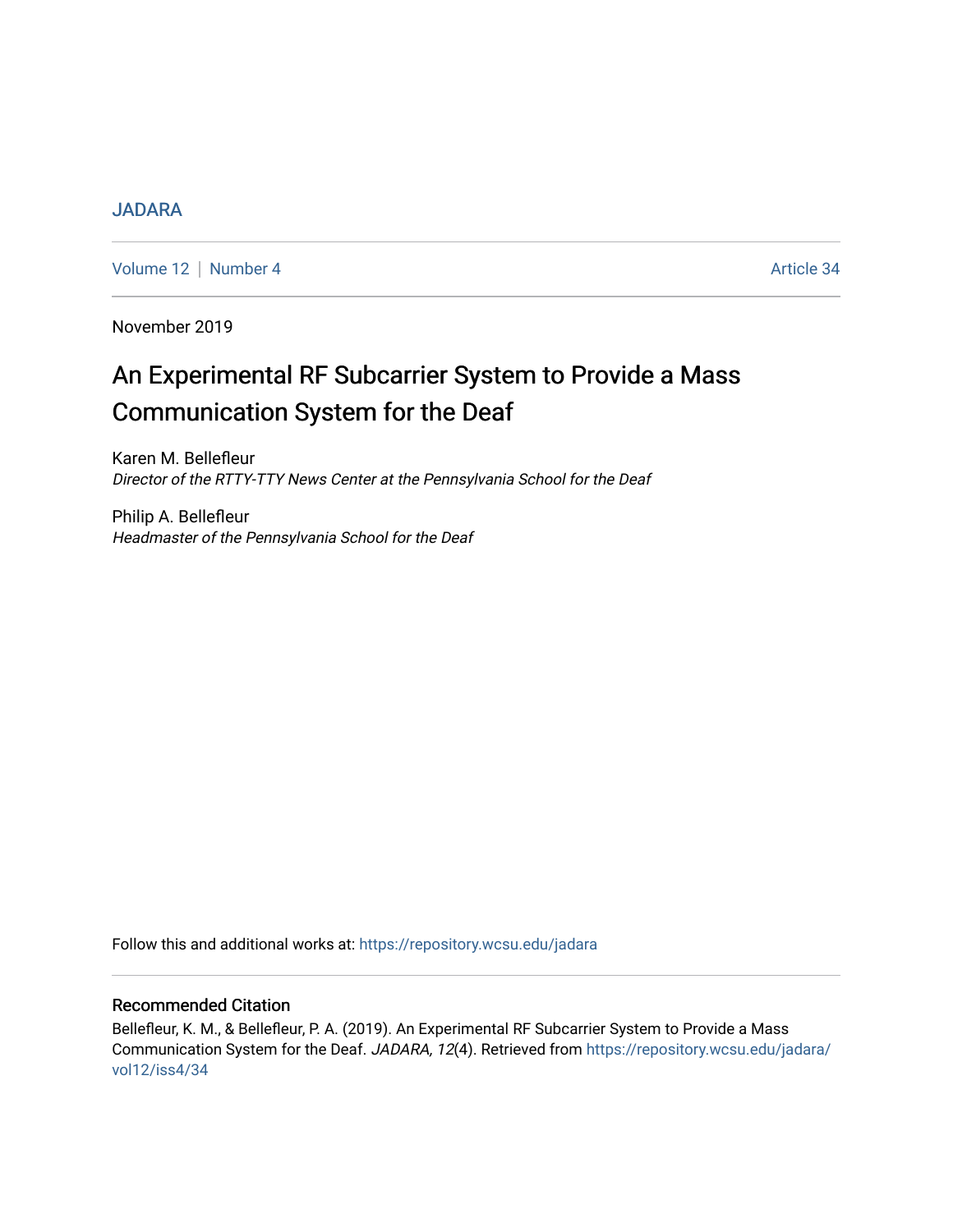JADARA

Volume 12 | Number 4 Article 34

November 2019

# An Experimental RF Subcarrier System to Provide a Mass Communication System for the Deaf

Karen M. Bellefleur
*Director of the RTTY-TTY News Center at the Pennsylvania School for the Deaf*

Philip A. Bellefleur
*Headmaster of the Pennsylvania School for the Deaf*

Follow this and additional works at: https://repository.wcsu.edu/jadara

## Recommended Citation

Bellefleur, K. M., & Bellefleur, P. A. (2019). An Experimental RF Subcarrier System to Provide a Mass Communication System for the Deaf. *JADARA, 12*(4). Retrieved from https://repository.wcsu.edu/jadara/vol12/iss4/34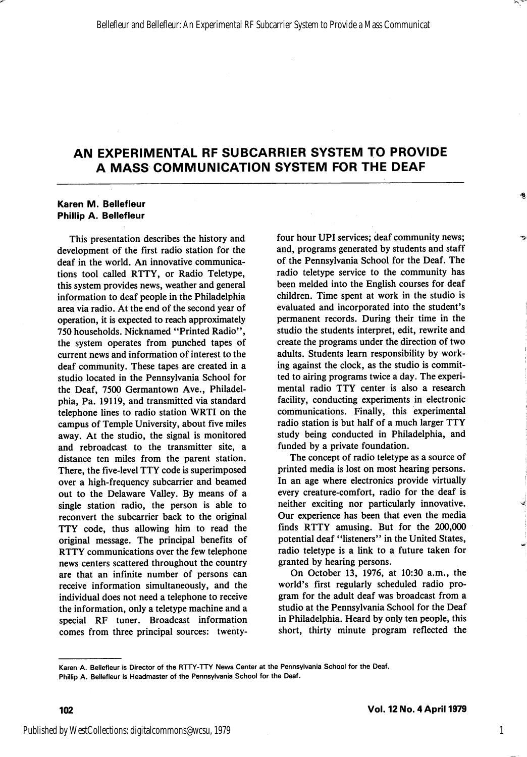# AN EXPERIMENTAL RF SUBCARRIER SYSTEM TO PROVIDE A MASS COMMUNICATION SYSTEM FOR THE DEAF

**Karen M. Bellefleur**
**Phillip A. Bellefleur**

This presentation describes the history and development of the first radio station for the deaf in the world. An innovative communications tool called RTTY, or Radio Teletype, this system provides news, weather and general information to deaf people in the Philadelphia area via radio. At the end of the second year of operation, it is expected to reach approximately 750 households. Nicknamed "Printed Radio", the system operates from punched tapes of current news and information of interest to the deaf community. These tapes are created in a studio located in the Pennsylvania School for the Deaf, 7500 Germantown Ave., Philadelphia, Pa. 19119, and transmitted via standard telephone lines to radio station WRTI on the campus of Temple University, about five miles away. At the studio, the signal is monitored and rebroadcast to the transmitter site, a distance ten miles from the parent station. There, the five-level TTY code is superimposed over a high-frequency subcarrier and beamed out to the Delaware Valley. By means of a single station radio, the person is able to reconvert the subcarrier back to the original TTY code, thus allowing him to read the original message. The principal benefits of RTTY communications over the few telephone news centers scattered throughout the country are that an infinite number of persons can receive information simultaneously, and the individual does not need a telephone to receive the information, only a teletype machine and a special RF tuner. Broadcast information comes from three principal sources: twenty-four hour UPI services; deaf community news; and, programs generated by students and staff of the Pennsylvania School for the Deaf. The radio teletype service to the community has been melded into the English courses for deaf children. Time spent at work in the studio is evaluated and incorporated into the student's permanent records. During their time in the studio the students interpret, edit, rewrite and create the programs under the direction of two adults. Students learn responsibility by working against the clock, as the studio is committed to airing programs twice a day. The experimental radio TTY center is also a research facility, conducting experiments in electronic communications. Finally, this experimental radio station is but half of a much larger TTY study being conducted in Philadelphia, and funded by a private foundation.

The concept of radio teletype as a source of printed media is lost on most hearing persons. In an age where electronics provide virtually every creature-comfort, radio for the deaf is neither exciting nor particularly innovative. Our experience has been that even the media finds RTTY amusing. But for the 200,000 potential deaf "listeners" in the United States, radio teletype is a link to a future taken for granted by hearing persons.

On October 13, 1976, at 10:30 a.m., the world's first regularly scheduled radio program for the adult deaf was broadcast from a studio at the Pennsylvania School for the Deaf in Philadelphia. Heard by only ten people, this short, thirty minute program reflected the

---

Karen A. Bellefleur is Director of the RTTY-TTY News Center at the Pennsylvania School for the Deaf.
Phillip A. Bellefleur is Headmaster of the Pennsylvania School for the Deaf.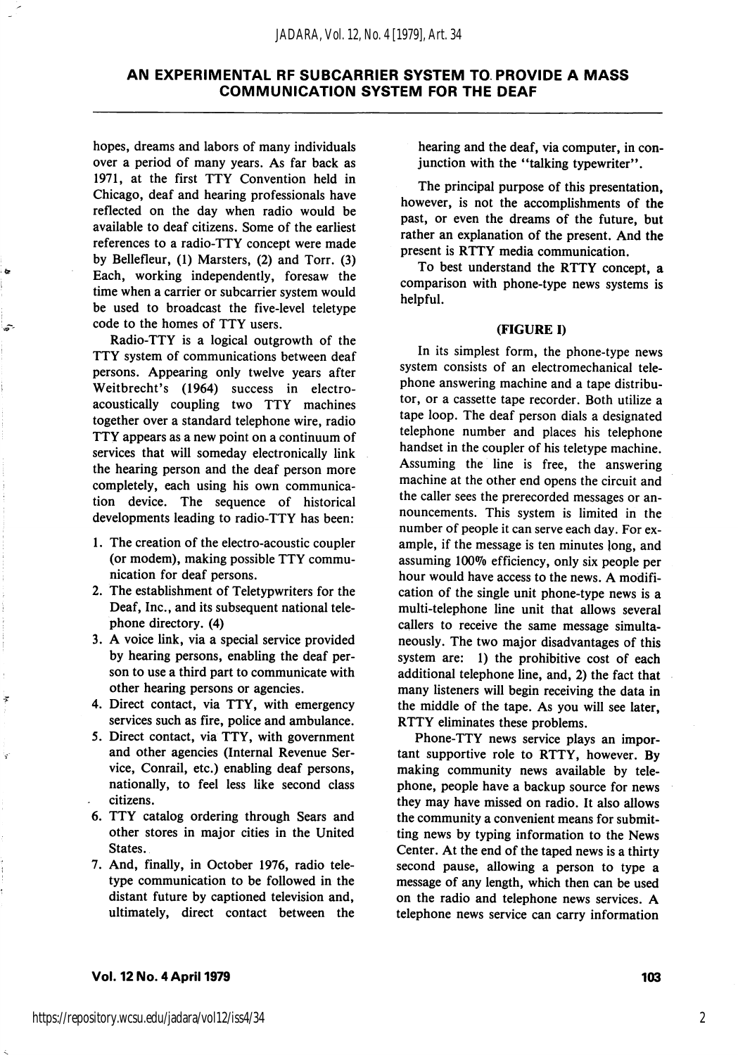hopes, dreams and labors of many individuals over a period of many years. As far back as 1971, at the first TTY Convention held in Chicago, deaf and hearing professionals have reflected on the day when radio would be available to deaf citizens. Some of the earliest references to a radio-TTY concept were made by Bellefleur, (1) Marsters, (2) and Torr. (3) Each, working independently, foresaw the time when a carrier or subcarrier system would be used to broadcast the five-level teletype code to the homes of TTY users.

Radio-TTY is a logical outgrowth of the TTY system of communications between deaf persons. Appearing only twelve years after Weitbrecht's (1964) success in electro-acoustically coupling two TTY machines together over a standard telephone wire, radio TTY appears as a new point on a continuum of services that will someday electronically link the hearing person and the deaf person more completely, each using his own communication device. The sequence of historical developments leading to radio-TTY has been:

1. The creation of the electro-acoustic coupler (or modem), making possible TTY communication for deaf persons.
2. The establishment of Teletypwriters for the Deaf, Inc., and its subsequent national telephone directory. (4)
3. A voice link, via a special service provided by hearing persons, enabling the deaf person to use a third part to communicate with other hearing persons or agencies.
4. Direct contact, via TTY, with emergency services such as fire, police and ambulance.
5. Direct contact, via TTY, with government and other agencies (Internal Revenue Service, Conrail, etc.) enabling deaf persons, nationally, to feel less like second class citizens.
6. TTY catalog ordering through Sears and other stores in major cities in the United States.
7. And, finally, in October 1976, radio teletype communication to be followed in the distant future by captioned television and, ultimately, direct contact between the hearing and the deaf, via computer, in conjunction with the "talking typewriter".

The principal purpose of this presentation, however, is not the accomplishments of the past, or even the dreams of the future, but rather an explanation of the present. And the present is RTTY media communication.

To best understand the RTTY concept, a comparison with phone-type news systems is helpful.

**(FIGURE I)**

In its simplest form, the phone-type news system consists of an electromechanical telephone answering machine and a tape distributor, or a cassette tape recorder. Both utilize a tape loop. The deaf person dials a designated telephone number and places his telephone handset in the coupler of his teletype machine. Assuming the line is free, the answering machine at the other end opens the circuit and the caller sees the prerecorded messages or announcements. This system is limited in the number of people it can serve each day. For example, if the message is ten minutes long, and assuming 100% efficiency, only six people per hour would have access to the news. A modification of the single unit phone-type news is a multi-telephone line unit that allows several callers to receive the same message simultaneously. The two major disadvantages of this system are: 1) the prohibitive cost of each additional telephone line, and, 2) the fact that many listeners will begin receiving the data in the middle of the tape. As you will see later, RTTY eliminates these problems.

Phone-TTY news service plays an important supportive role to RTTY, however. By making community news available by telephone, people have a backup source for news they may have missed on radio. It also allows the community a convenient means for submitting news by typing information to the News Center. At the end of the taped news is a thirty second pause, allowing a person to type a message of any length, which then can be used on the radio and telephone news services. A telephone news service can carry information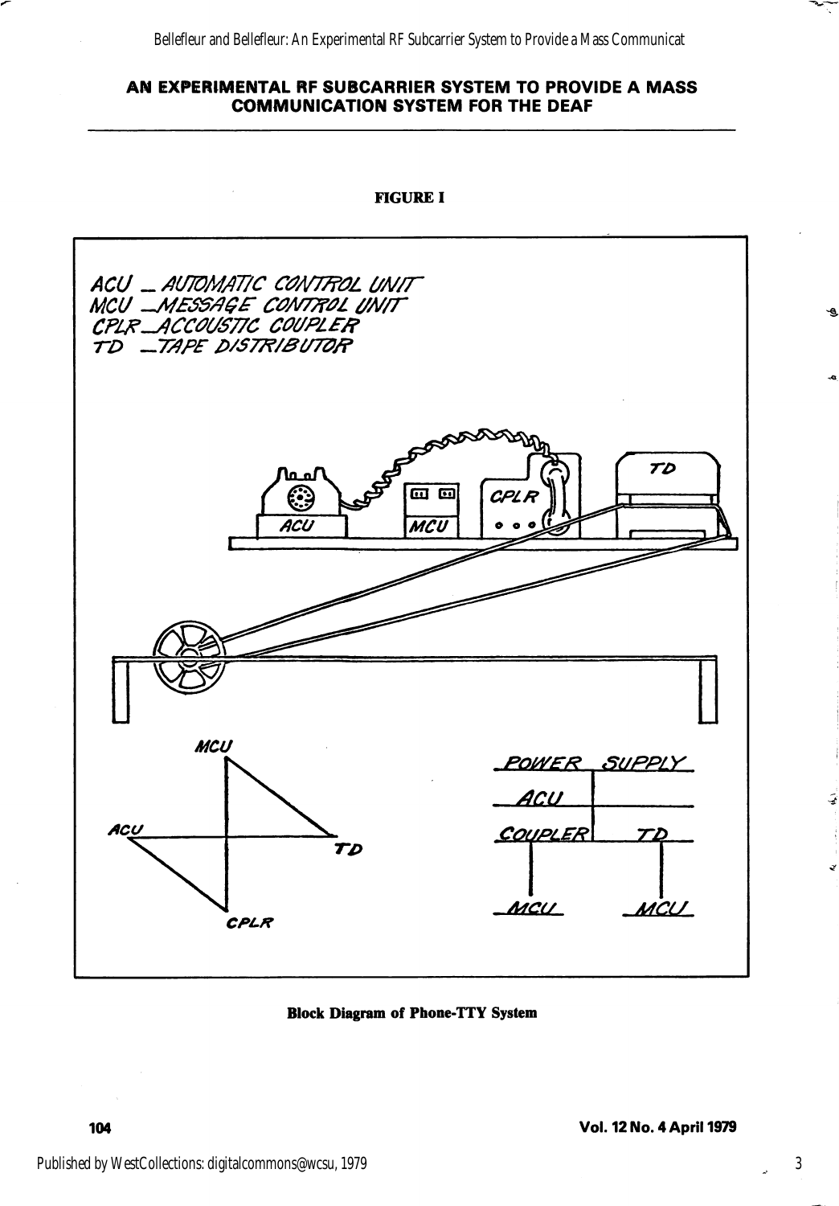# AN EXPERIMENTAL RF SUBCARRIER SYSTEM TO PROVIDE A MASS COMMUNICATION SYSTEM FOR THE DEAF

**FIGURE I**

ACU — AUTOMATIC CONTROL UNIT
MCU — MESSAGE CONTROL UNIT
CPLR — ACCOUSTIC COUPLER
TD — TAPE DISTRIBUTOR

**Block Diagram of Phone-TTY System**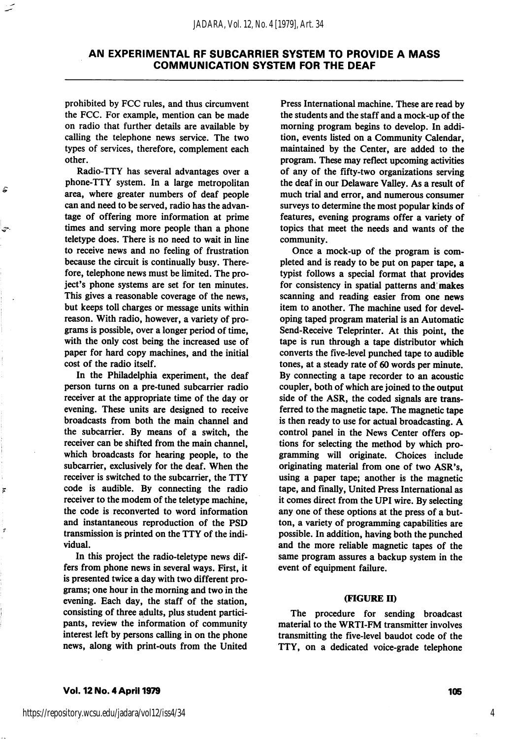prohibited by FCC rules, and thus circumvent the FCC. For example, mention can be made on radio that further details are available by calling the telephone news service. The two types of services, therefore, complement each other.

Radio-TTY has several advantages over a phone-TTY system. In a large metropolitan area, where greater numbers of deaf people can and need to be served, radio has the advantage of offering more information at prime times and serving more people than a phone teletype does. There is no need to wait in line to receive news and no feeling of frustration because the circuit is continually busy. Therefore, telephone news must be limited. The project's phone systems are set for ten minutes. This gives a reasonable coverage of the news, but keeps toll charges or message units within reason. With radio, however, a variety of programs is possible, over a longer period of time, with the only cost being the increased use of paper for hard copy machines, and the initial cost of the radio itself.

In the Philadelphia experiment, the deaf person turns on a pre-tuned subcarrier radio receiver at the appropriate time of the day or evening. These units are designed to receive broadcasts from both the main channel and the subcarrier. By means of a switch, the receiver can be shifted from the main channel, which broadcasts for hearing people, to the subcarrier, exclusively for the deaf. When the receiver is switched to the subcarrier, the TTY code is audible. By connecting the radio receiver to the modem of the teletype machine, the code is reconverted to word information and instantaneous reproduction of the PSD transmission is printed on the TTY of the individual.

In this project the radio-teletype news differs from phone news in several ways. First, it is presented twice a day with two different programs; one hour in the morning and two in the evening. Each day, the staff of the station, consisting of three adults, plus student participants, review the information of community interest left by persons calling in on the phone news, along with print-outs from the United Press International machine. These are read by the students and the staff and a mock-up of the morning program begins to develop. In addition, events listed on a Community Calendar, maintained by the Center, are added to the program. These may reflect upcoming activities of any of the fifty-two organizations serving the deaf in our Delaware Valley. As a result of much trial and error, and numerous consumer surveys to determine the most popular kinds of features, evening programs offer a variety of topics that meet the needs and wants of the community.

Once a mock-up of the program is completed and is ready to be put on paper tape, a typist follows a special format that provides for consistency in spatial patterns and makes scanning and reading easier from one news item to another. The machine used for developing taped program material is an Automatic Send-Receive Teleprinter. At this point, the tape is run through a tape distributor which converts the five-level punched tape to audible tones, at a steady rate of 60 words per minute. By connecting a tape recorder to an acoustic coupler, both of which are joined to the output side of the ASR, the coded signals are transferred to the magnetic tape. The magnetic tape is then ready to use for actual broadcasting. A control panel in the News Center offers options for selecting the method by which programming will originate. Choices include originating material from one of two ASR's, using a paper tape; another is the magnetic tape, and finally, United Press International as it comes direct from the UPI wire. By selecting any one of these options at the press of a button, a variety of programming capabilities are possible. In addition, having both the punched and the more reliable magnetic tapes of the same program assures a backup system in the event of equipment failure.

**(FIGURE II)**

The procedure for sending broadcast material to the WRTI-FM transmitter involves transmitting the five-level baudot code of the TTY, on a dedicated voice-grade telephone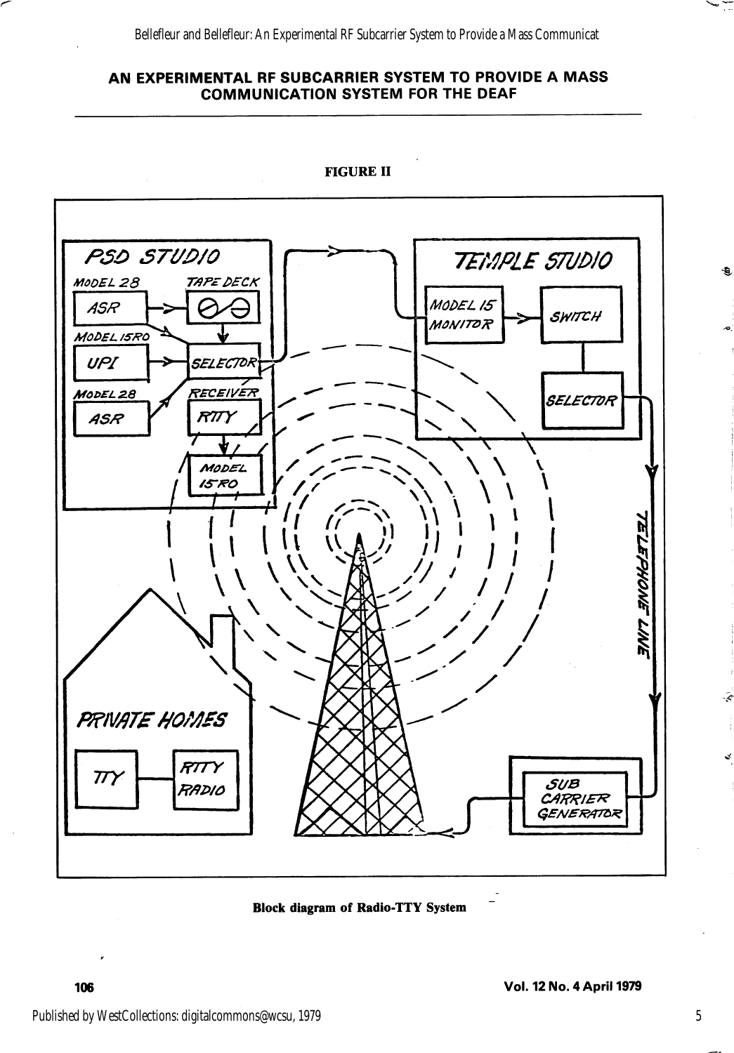# AN EXPERIMENTAL RF SUBCARRIER SYSTEM TO PROVIDE A MASS COMMUNICATION SYSTEM FOR THE DEAF

**FIGURE II**

PSD STUDIO

MODEL 28 ASR

TAPE DECK

MODEL 15RO

UPI

SELECTOR

MODEL 28 ASR

RECEIVER RTTY

MODEL 15RO

TEMPLE STUDIO

MODEL 15 MONITOR

SWITCH

SELECTOR

TELEPHONE LINE

SUB CARRIER GENERATOR

PRIVATE HOMES

TTY

RTTY RADIO

**Block diagram of Radio-TTY System**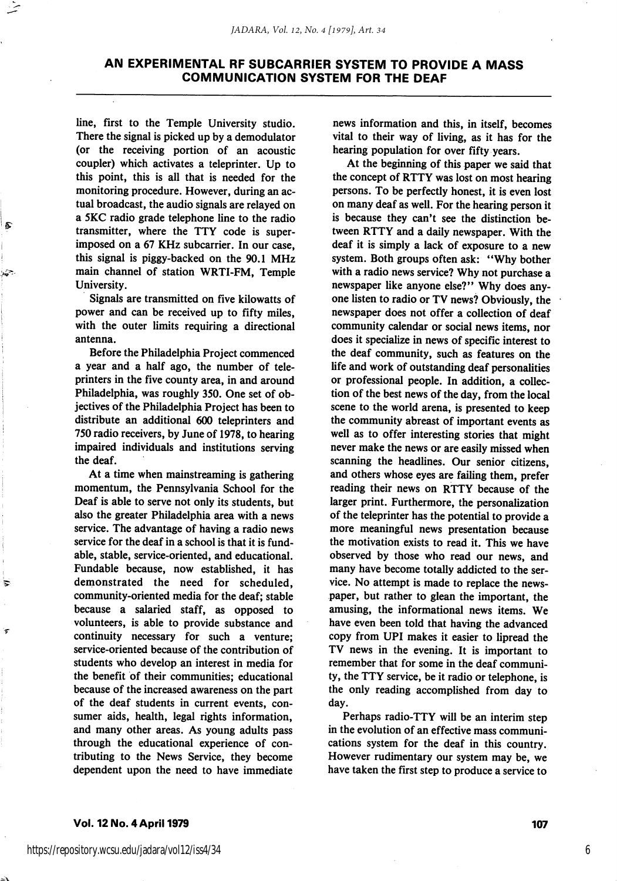# AN EXPERIMENTAL RF SUBCARRIER SYSTEM TO PROVIDE A MASS COMMUNICATION SYSTEM FOR THE DEAF

line, first to the Temple University studio. There the signal is picked up by a demodulator (or the receiving portion of an acoustic coupler) which activates a teleprinter. Up to this point, this is all that is needed for the monitoring procedure. However, during an actual broadcast, the audio signals are relayed on a 5KC radio grade telephone line to the radio transmitter, where the TTY code is superimposed on a 67 KHz subcarrier. In our case, this signal is piggy-backed on the 90.1 MHz main channel of station WRTI-FM, Temple University.

Signals are transmitted on five kilowatts of power and can be received up to fifty miles, with the outer limits requiring a directional antenna.

Before the Philadelphia Project commenced a year and a half ago, the number of teleprinters in the five county area, in and around Philadelphia, was roughly 350. One set of objectives of the Philadelphia Project has been to distribute an additional 600 teleprinters and 750 radio receivers, by June of 1978, to hearing impaired individuals and institutions serving the deaf.

At a time when mainstreaming is gathering momentum, the Pennsylvania School for the Deaf is able to serve not only its students, but also the greater Philadelphia area with a news service. The advantage of having a radio news service for the deaf in a school is that it is fundable, stable, service-oriented, and educational. Fundable because, now established, it has demonstrated the need for scheduled, community-oriented media for the deaf; stable because a salaried staff, as opposed to volunteers, is able to provide substance and continuity necessary for such a venture; service-oriented because of the contribution of students who develop an interest in media for the benefit of their communities; educational because of the increased awareness on the part of the deaf students in current events, consumer aids, health, legal rights information, and many other areas. As young adults pass through the educational experience of contributing to the News Service, they become dependent upon the need to have immediate news information and this, in itself, becomes vital to their way of living, as it has for the hearing population for over fifty years.

At the beginning of this paper we said that the concept of RTTY was lost on most hearing persons. To be perfectly honest, it is even lost on many deaf as well. For the hearing person it is because they can't see the distinction between RTTY and a daily newspaper. With the deaf it is simply a lack of exposure to a new system. Both groups often ask: "Why bother with a radio news service? Why not purchase a newspaper like anyone else?" Why does anyone listen to radio or TV news? Obviously, the newspaper does not offer a collection of deaf community calendar or social news items, nor does it specialize in news of specific interest to the deaf community, such as features on the life and work of outstanding deaf personalities or professional people. In addition, a collection of the best news of the day, from the local scene to the world arena, is presented to keep the community abreast of important events as well as to offer interesting stories that might never make the news or are easily missed when scanning the headlines. Our senior citizens, and others whose eyes are failing them, prefer reading their news on RTTY because of the larger print. Furthermore, the personalization of the teleprinter has the potential to provide a more meaningful news presentation because the motivation exists to read it. This we have observed by those who read our news, and many have become totally addicted to the service. No attempt is made to replace the newspaper, but rather to glean the important, the amusing, the informational news items. We have even been told that having the advanced copy from UPI makes it easier to lipread the TV news in the evening. It is important to remember that for some in the deaf community, the TTY service, be it radio or telephone, is the only reading accomplished from day to day.

Perhaps radio-TTY will be an interim step in the evolution of an effective mass communications system for the deaf in this country. However rudimentary our system may be, we have taken the first step to produce a service to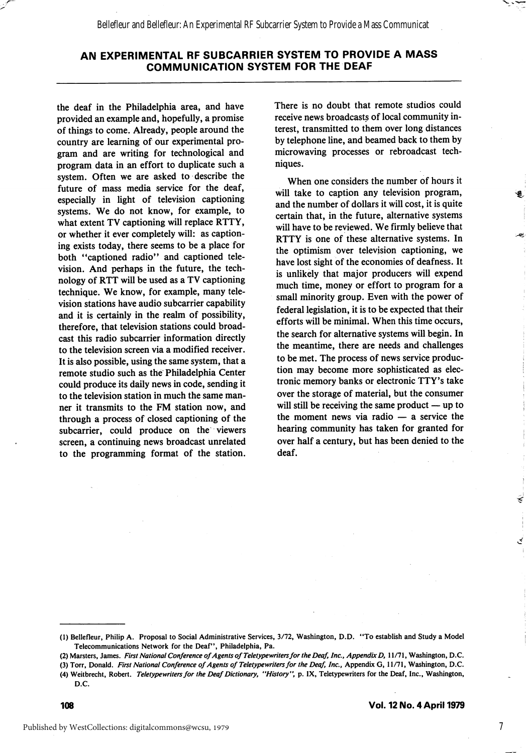# AN EXPERIMENTAL RF SUBCARRIER SYSTEM TO PROVIDE A MASS COMMUNICATION SYSTEM FOR THE DEAF

the deaf in the Philadelphia area, and have provided an example and, hopefully, a promise of things to come. Already, people around the country are learning of our experimental program and are writing for technological and program data in an effort to duplicate such a system. Often we are asked to describe the future of mass media service for the deaf, especially in light of television captioning systems. We do not know, for example, to what extent TV captioning will replace RTTY, or whether it ever completely will: as captioning exists today, there seems to be a place for both "captioned radio" and captioned television. And perhaps in the future, the technology of RTT will be used as a TV captioning technique. We know, for example, many television stations have audio subcarrier capability and it is certainly in the realm of possibility, therefore, that television stations could broadcast this radio subcarrier information directly to the television screen via a modified receiver. It is also possible, using the same system, that a remote studio such as the Philadelphia Center could produce its daily news in code, sending it to the television station in much the same manner it transmits to the FM station now, and through a process of closed captioning of the subcarrier, could produce on the viewers screen, a continuing news broadcast unrelated to the programming format of the station. There is no doubt that remote studios could receive news broadcasts of local community interest, transmitted to them over long distances by telephone line, and beamed back to them by microwaving processes or rebroadcast techniques.

When one considers the number of hours it will take to caption any television program, and the number of dollars it will cost, it is quite certain that, in the future, alternative systems will have to be reviewed. We firmly believe that RTTY is one of these alternative systems. In the optimism over television captioning, we have lost sight of the economies of deafness. It is unlikely that major producers will expend much time, money or effort to program for a small minority group. Even with the power of federal legislation, it is to be expected that their efforts will be minimal. When this time occurs, the search for alternative systems will begin. In the meantime, there are needs and challenges to be met. The process of news service production may become more sophisticated as electronic memory banks or electronic TTY's take over the storage of material, but the consumer will still be receiving the same product — up to the moment news via radio — a service the hearing community has taken for granted for over half a century, but has been denied to the deaf.

---

(1) Bellefleur, Philip A. Proposal to Social Administrative Services, 3/72, Washington, D.D. "To establish and Study a Model Telecommunications Network for the Deaf", Philadelphia, Pa.

(2) Marsters, James. *First National Conference of Agents of Teletypewriters for the Deaf, Inc., Appendix D,* 11/71, Washington, D.C.

(3) Torr, Donald. *First National Conference of Agents of Teletypewriters for the Deaf, Inc.,* Appendix G, 11/71, Washington, D.C.

(4) Weitbrecht, Robert. *Teletypewriters for the Deaf Dictionary, "History",* p. IX, Teletypewriters for the Deaf, Inc., Washington, D.C.